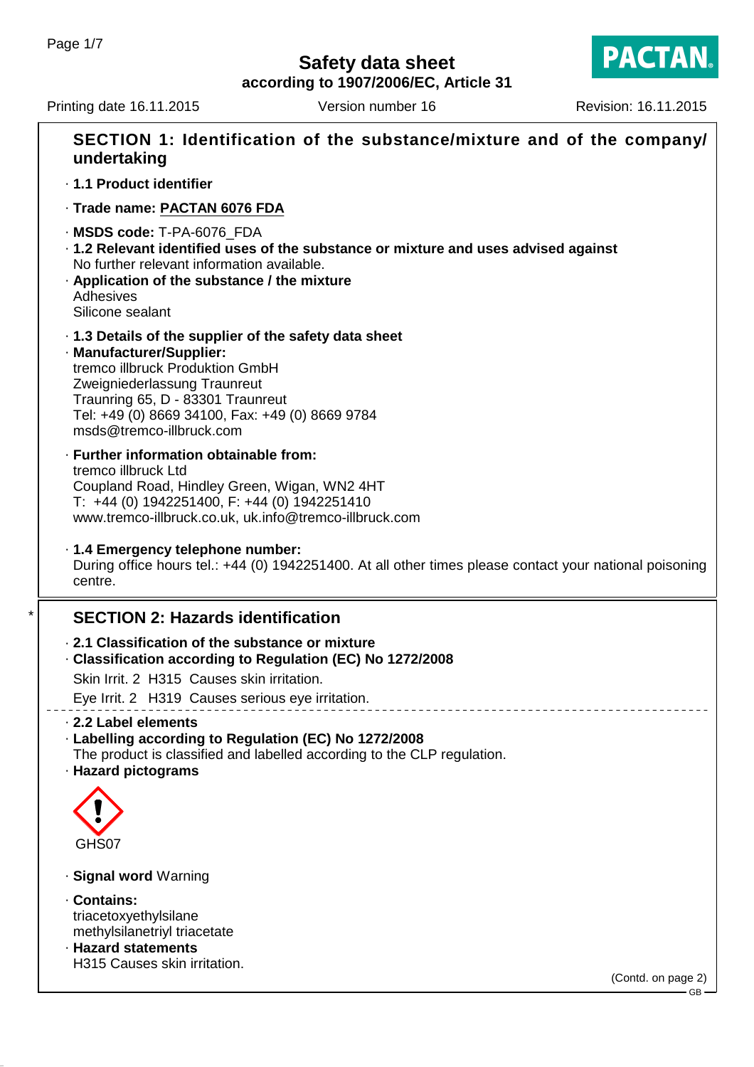# Safety data sheet

**according to 1907/2006/EC, Article 31**

Printing date 16.11.2015 Version number 16 Revision: 16.11.2015

## SECTION 1: Identification of the substance/mixture and of the company/ undertaking

· **1.1 Product identifier**

· **Trade name: PACTAN 6076 FDA**

· **MSDS code:** T-PA-6076_FDA

· **1.2 Relevant identified uses of the substance or mixture and uses advised against**
No further relevant information available.

· **Application of the substance / the mixture**
Adhesives
Silicone sealant

· **1.3 Details of the supplier of the safety data sheet**

· **Manufacturer/Supplier:**
tremco illbruck Produktion GmbH
Zweigniederlassung Traunreut
Traunring 65, D - 83301 Traunreut
Tel: +49 (0) 8669 34100, Fax: +49 (0) 8669 9784
msds@tremco-illbruck.com

· **Further information obtainable from:**
tremco illbruck Ltd
Coupland Road, Hindley Green, Wigan, WN2 4HT
T: +44 (0) 1942251400, F: +44 (0) 1942251410
www.tremco-illbruck.co.uk, uk.info@tremco-illbruck.com

· **1.4 Emergency telephone number:**
During office hours tel.: +44 (0) 1942251400. At all other times please contact your national poisoning centre.

## SECTION 2: Hazards identification

· **2.1 Classification of the substance or mixture**

· **Classification according to Regulation (EC) No 1272/2008**

Skin Irrit. 2 H315 Causes skin irritation.

Eye Irrit. 2 H319 Causes serious eye irritation.

· **2.2 Label elements**

· **Labelling according to Regulation (EC) No 1272/2008**
The product is classified and labelled according to the CLP regulation.

· **Hazard pictograms**

GHS07

· **Signal word** Warning

· **Contains:**
triacetoxyethylsilane
methylsilanetriyl triacetate

· **Hazard statements**
H315 Causes skin irritation.

(Contd. on page 2)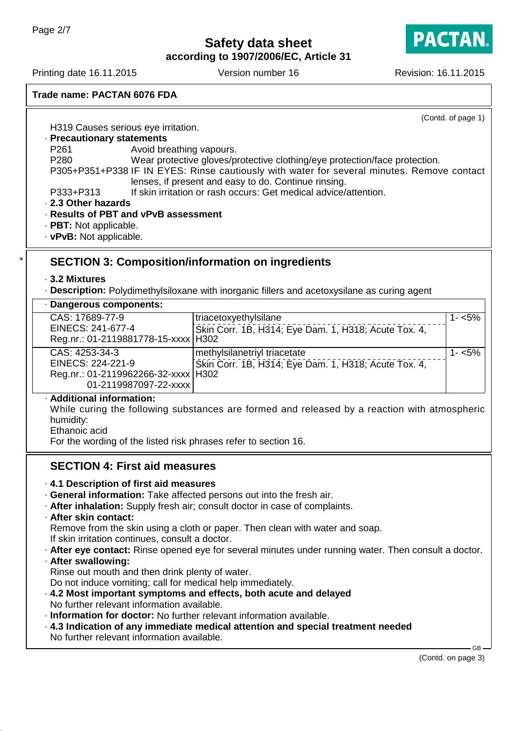**Trade name: PACTAN 6076 FDA**

(Contd. of page 1)

H319 Causes serious eye irritation.

· **Precautionary statements**

P261 Avoid breathing vapours.

P280 Wear protective gloves/protective clothing/eye protection/face protection.

P305+P351+P338 IF IN EYES: Rinse cautiously with water for several minutes. Remove contact lenses, if present and easy to do. Continue rinsing.

P333+P313 If skin irritation or rash occurs: Get medical advice/attention.

· **2.3 Other hazards**

· **Results of PBT and vPvB assessment**

· **PBT:** Not applicable.

· **vPvB:** Not applicable.

## SECTION 3: Composition/information on ingredients

· **3.2 Mixtures**

· **Description:** Polydimethylsiloxane with inorganic fillers and acetoxysilane as curing agent

· **Dangerous components:**

| Identifiers | Substance / Classification | Concentration |
|---|---|---|
| CAS: 17689-77-9<br>EINECS: 241-677-4<br>Reg.nr.: 01-2119881778-15-xxxx | triacetoxyethylsilane<br>Skin Corr. 1B, H314; Eye Dam. 1, H318; Acute Tox. 4, H302 | 1- <5% |
| CAS: 4253-34-3<br>EINECS: 224-221-9<br>Reg.nr.: 01-2119962266-32-xxxx<br>01-2119987097-22-xxxx | methylsilanetriyl triacetate<br>Skin Corr. 1B, H314; Eye Dam. 1, H318; Acute Tox. 4, H302 | 1- <5% |

· **Additional information:**

While curing the following substances are formed and released by a reaction with atmospheric humidity:

Ethanoic acid

For the wording of the listed risk phrases refer to section 16.

## SECTION 4: First aid measures

· **4.1 Description of first aid measures**

· **General information:** Take affected persons out into the fresh air.

· **After inhalation:** Supply fresh air; consult doctor in case of complaints.

· **After skin contact:**

Remove from the skin using a cloth or paper. Then clean with water and soap.

If skin irritation continues, consult a doctor.

· **After eye contact:** Rinse opened eye for several minutes under running water. Then consult a doctor.

· **After swallowing:**

Rinse out mouth and then drink plenty of water.

Do not induce vomiting; call for medical help immediately.

· **4.2 Most important symptoms and effects, both acute and delayed**

No further relevant information available.

· **Information for doctor:** No further relevant information available.

· **4.3 Indication of any immediate medical attention and special treatment needed**

No further relevant information available.

(Contd. on page 3)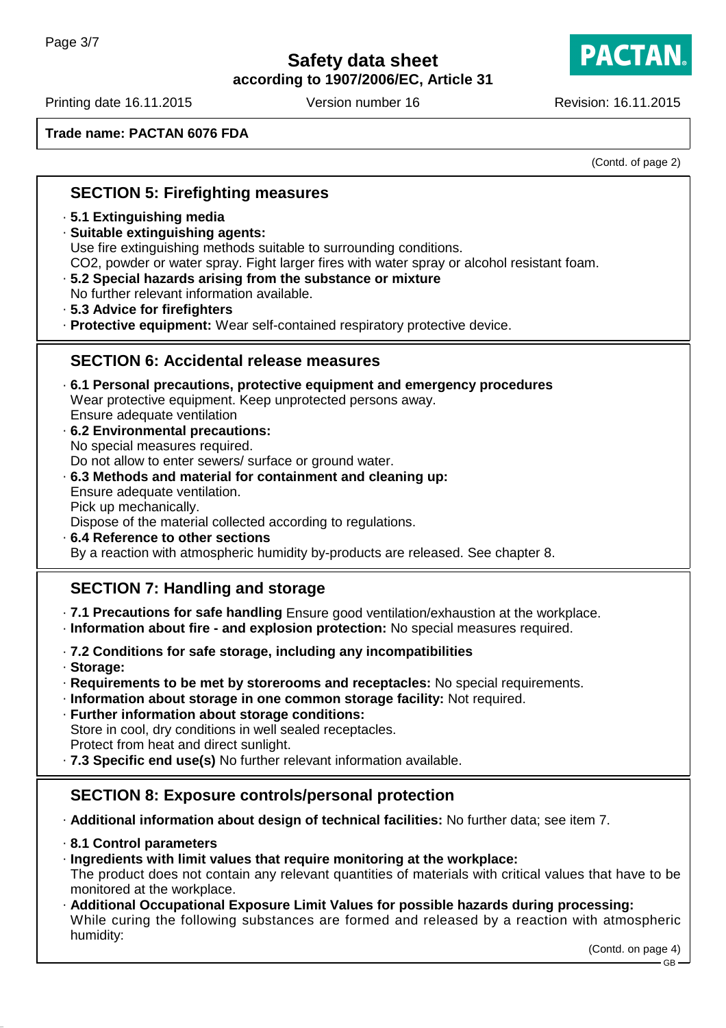**Trade name: PACTAN 6076 FDA**

(Contd. of page 2)

## SECTION 5: Firefighting measures

· **5.1 Extinguishing media**
· **Suitable extinguishing agents:**
Use fire extinguishing methods suitable to surrounding conditions.
$CO_2$, powder or water spray. Fight larger fires with water spray or alcohol resistant foam.
· **5.2 Special hazards arising from the substance or mixture**
No further relevant information available.
· **5.3 Advice for firefighters**
· **Protective equipment:** Wear self-contained respiratory protective device.

## SECTION 6: Accidental release measures

· **6.1 Personal precautions, protective equipment and emergency procedures**
Wear protective equipment. Keep unprotected persons away.
Ensure adequate ventilation
· **6.2 Environmental precautions:**
No special measures required.
Do not allow to enter sewers/ surface or ground water.
· **6.3 Methods and material for containment and cleaning up:**
Ensure adequate ventilation.
Pick up mechanically.
Dispose of the material collected according to regulations.
· **6.4 Reference to other sections**
By a reaction with atmospheric humidity by-products are released. See chapter 8.

## SECTION 7: Handling and storage

· **7.1 Precautions for safe handling** Ensure good ventilation/exhaustion at the workplace.
· **Information about fire - and explosion protection:** No special measures required.

· **7.2 Conditions for safe storage, including any incompatibilities**
· **Storage:**
· **Requirements to be met by storerooms and receptacles:** No special requirements.
· **Information about storage in one common storage facility:** Not required.
· **Further information about storage conditions:**
Store in cool, dry conditions in well sealed receptacles.
Protect from heat and direct sunlight.
· **7.3 Specific end use(s)** No further relevant information available.

## SECTION 8: Exposure controls/personal protection

· **Additional information about design of technical facilities:** No further data; see item 7.

· **8.1 Control parameters**
· **Ingredients with limit values that require monitoring at the workplace:**
The product does not contain any relevant quantities of materials with critical values that have to be monitored at the workplace.
· **Additional Occupational Exposure Limit Values for possible hazards during processing:**
While curing the following substances are formed and released by a reaction with atmospheric humidity:

(Contd. on page 4)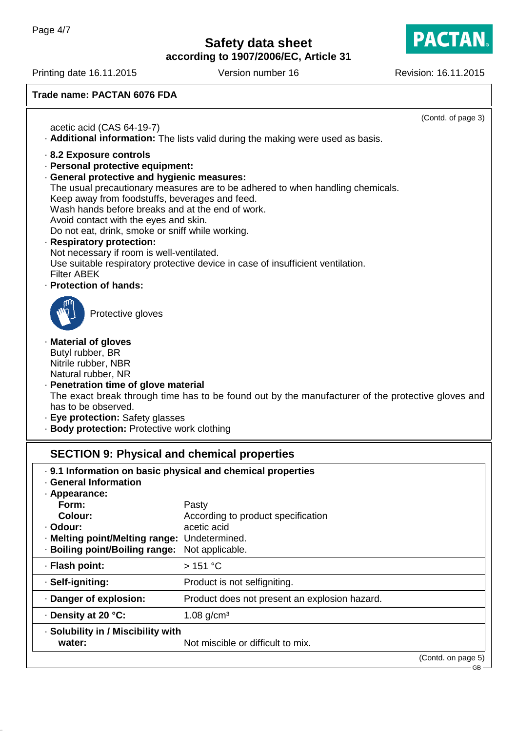**Trade name: PACTAN 6076 FDA**

(Contd. of page 3)

acetic acid (CAS 64-19-7)

· **Additional information:** The lists valid during the making were used as basis.

· **8.2 Exposure controls**

· **Personal protective equipment:**

· **General protective and hygienic measures:**
The usual precautionary measures are to be adhered to when handling chemicals.
Keep away from foodstuffs, beverages and feed.
Wash hands before breaks and at the end of work.
Avoid contact with the eyes and skin.
Do not eat, drink, smoke or sniff while working.

· **Respiratory protection:**
Not necessary if room is well-ventilated.
Use suitable respiratory protective device in case of insufficient ventilation.
Filter ABEK

· **Protection of hands:**

Protective gloves

· **Material of gloves**
Butyl rubber, BR
Nitrile rubber, NBR
Natural rubber, NR

· **Penetration time of glove material**
The exact break through time has to be found out by the manufacturer of the protective gloves and has to be observed.

· **Eye protection:** Safety glasses

· **Body protection:** Protective work clothing

## SECTION 9: Physical and chemical properties

· **9.1 Information on basic physical and chemical properties**

· **General Information**

| | |
|---|---|
| · **Appearance:** | |
| **Form:** | Pasty |
| **Colour:** | According to product specification |
| · **Odour:** | acetic acid |
| · **Melting point/Melting range:** | Undetermined. |
| · **Boiling point/Boiling range:** | Not applicable. |
| · **Flash point:** | > 151 °C |
| · **Self-igniting:** | Product is not selfigniting. |
| · **Danger of explosion:** | Product does not present an explosion hazard. |
| · **Density at 20 °C:** | 1.08 g/cm³ |
| · **Solubility in / Miscibility with water:** | Not miscible or difficult to mix. |

(Contd. on page 5)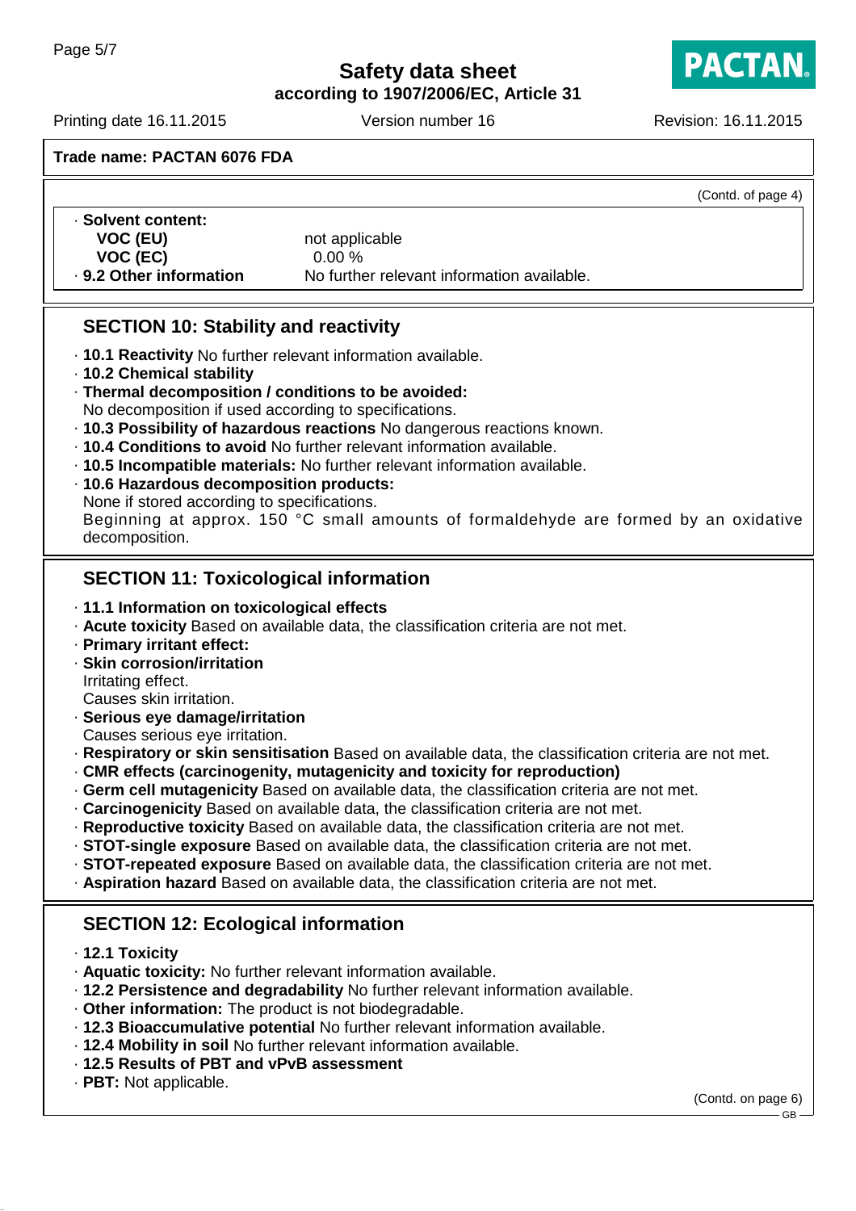Trade name: PACTAN 6076 FDA

(Contd. of page 4)

· **Solvent content:**

| | |
|---|---|
| **VOC (EU)** | not applicable |
| **VOC (EC)** | 0.00 % |

· **9.2 Other information** No further relevant information available.

## SECTION 10: Stability and reactivity

· **10.1 Reactivity** No further relevant information available.
· **10.2 Chemical stability**
· **Thermal decomposition / conditions to be avoided:**
No decomposition if used according to specifications.
· **10.3 Possibility of hazardous reactions** No dangerous reactions known.
· **10.4 Conditions to avoid** No further relevant information available.
· **10.5 Incompatible materials:** No further relevant information available.
· **10.6 Hazardous decomposition products:**
None if stored according to specifications.
Beginning at approx. 150 °C small amounts of formaldehyde are formed by an oxidative decomposition.

## SECTION 11: Toxicological information

· **11.1 Information on toxicological effects**
· **Acute toxicity** Based on available data, the classification criteria are not met.
· **Primary irritant effect:**
· **Skin corrosion/irritation**
Irritating effect.
Causes skin irritation.
· **Serious eye damage/irritation**
Causes serious eye irritation.
· **Respiratory or skin sensitisation** Based on available data, the classification criteria are not met.
· **CMR effects (carcinogenity, mutagenicity and toxicity for reproduction)**
· **Germ cell mutagenicity** Based on available data, the classification criteria are not met.
· **Carcinogenicity** Based on available data, the classification criteria are not met.
· **Reproductive toxicity** Based on available data, the classification criteria are not met.
· **STOT-single exposure** Based on available data, the classification criteria are not met.
· **STOT-repeated exposure** Based on available data, the classification criteria are not met.
· **Aspiration hazard** Based on available data, the classification criteria are not met.

## SECTION 12: Ecological information

· **12.1 Toxicity**
· **Aquatic toxicity:** No further relevant information available.
· **12.2 Persistence and degradability** No further relevant information available.
· **Other information:** The product is not biodegradable.
· **12.3 Bioaccumulative potential** No further relevant information available.
· **12.4 Mobility in soil** No further relevant information available.
· **12.5 Results of PBT and vPvB assessment**
· **PBT:** Not applicable.

(Contd. on page 6)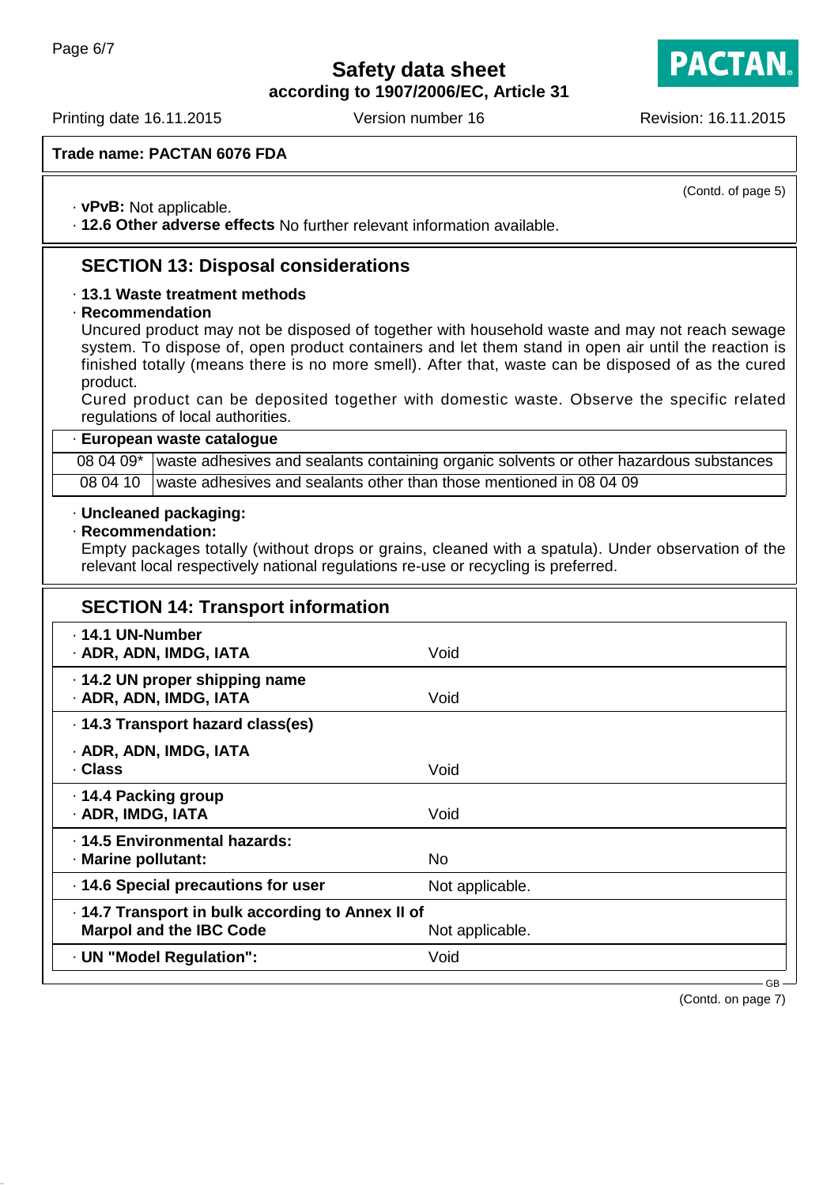(Contd. of page 5)

· **vPvB:** Not applicable.
· **12.6 Other adverse effects** No further relevant information available.

## SECTION 13: Disposal considerations

· **13.1 Waste treatment methods**
· **Recommendation**
Uncured product may not be disposed of together with household waste and may not reach sewage system. To dispose of, open product containers and let them stand in open air until the reaction is finished totally (means there is no more smell). After that, waste can be disposed of as the cured product.
Cured product can be deposited together with domestic waste. Observe the specific related regulations of local authorities.

| · **European waste catalogue** | |
|---|---|
| 08 04 09* | waste adhesives and sealants containing organic solvents or other hazardous substances |
| 08 04 10 | waste adhesives and sealants other than those mentioned in 08 04 09 |

· **Uncleaned packaging:**
· **Recommendation:**
Empty packages totally (without drops or grains, cleaned with a spatula). Under observation of the relevant local respectively national regulations re-use or recycling is preferred.

## SECTION 14: Transport information

| | |
|---|---|
| · **14.1 UN-Number**<br>· **ADR, ADN, IMDG, IATA** | Void |
| · **14.2 UN proper shipping name**<br>· **ADR, ADN, IMDG, IATA** | Void |
| · **14.3 Transport hazard class(es)**<br>· **ADR, ADN, IMDG, IATA**<br>· **Class** | Void |
| · **14.4 Packing group**<br>· **ADR, IMDG, IATA** | Void |
| · **14.5 Environmental hazards:**<br>· **Marine pollutant:** | No |
| · **14.6 Special precautions for user** | Not applicable. |
| · **14.7 Transport in bulk according to Annex II of Marpol and the IBC Code** | Not applicable. |
| · **UN "Model Regulation":** | Void |

(Contd. on page 7)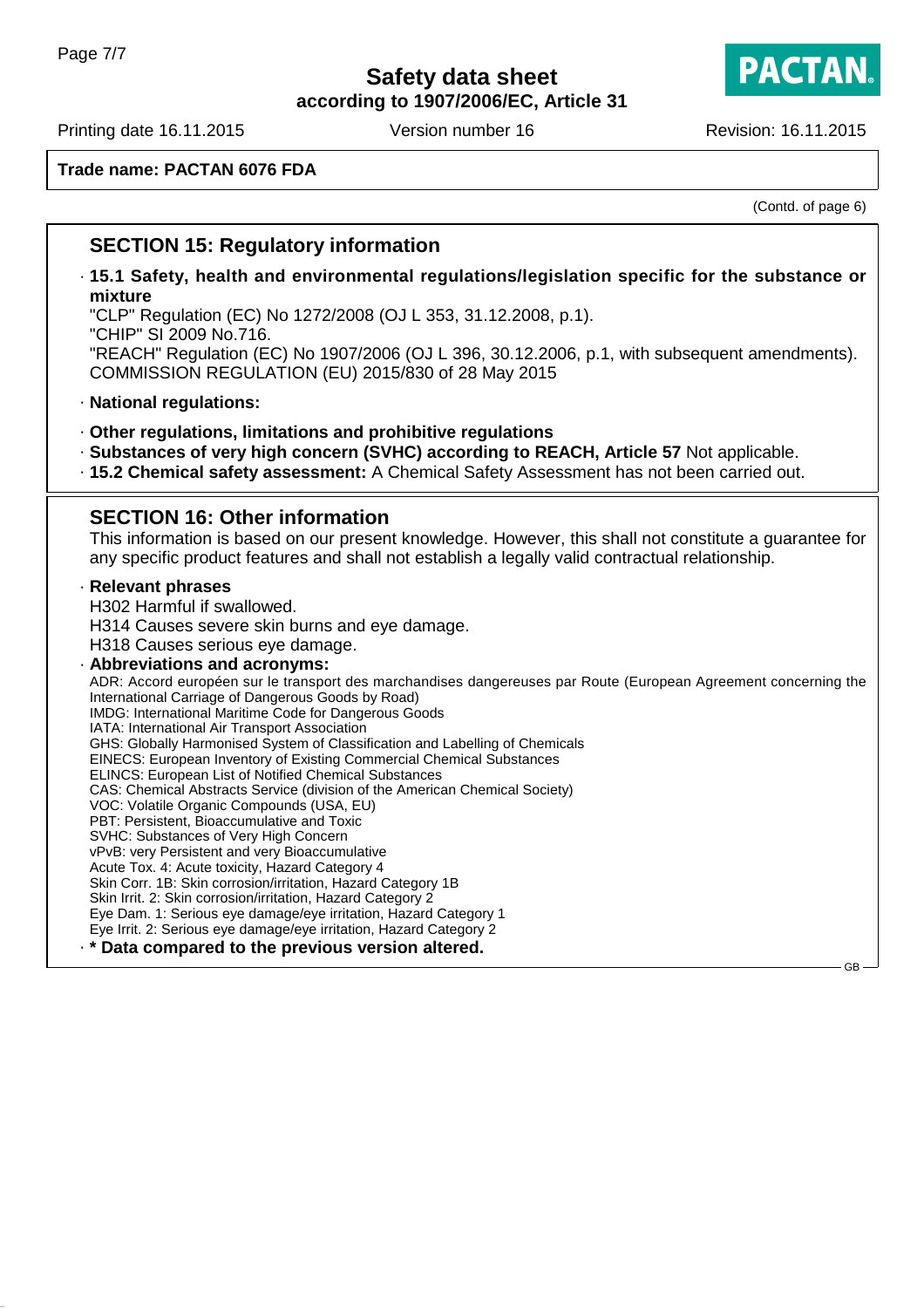**Trade name: PACTAN 6076 FDA**

(Contd. of page 6)

## SECTION 15: Regulatory information

· **15.1 Safety, health and environmental regulations/legislation specific for the substance or mixture**

"CLP" Regulation (EC) No 1272/2008 (OJ L 353, 31.12.2008, p.1).
"CHIP" SI 2009 No.716.
"REACH" Regulation (EC) No 1907/2006 (OJ L 396, 30.12.2006, p.1, with subsequent amendments).
COMMISSION REGULATION (EU) 2015/830 of 28 May 2015

· **National regulations:**

· **Other regulations, limitations and prohibitive regulations**

· **Substances of very high concern (SVHC) according to REACH, Article 57** Not applicable.

· **15.2 Chemical safety assessment:** A Chemical Safety Assessment has not been carried out.

## SECTION 16: Other information

This information is based on our present knowledge. However, this shall not constitute a guarantee for any specific product features and shall not establish a legally valid contractual relationship.

· **Relevant phrases**

H302 Harmful if swallowed.
H314 Causes severe skin burns and eye damage.
H318 Causes serious eye damage.

· **Abbreviations and acronyms:**

ADR: Accord européen sur le transport des marchandises dangereuses par Route (European Agreement concerning the International Carriage of Dangerous Goods by Road)
IMDG: International Maritime Code for Dangerous Goods
IATA: International Air Transport Association
GHS: Globally Harmonised System of Classification and Labelling of Chemicals
EINECS: European Inventory of Existing Commercial Chemical Substances
ELINCS: European List of Notified Chemical Substances
CAS: Chemical Abstracts Service (division of the American Chemical Society)
VOC: Volatile Organic Compounds (USA, EU)
PBT: Persistent, Bioaccumulative and Toxic
SVHC: Substances of Very High Concern
vPvB: very Persistent and very Bioaccumulative
Acute Tox. 4: Acute toxicity, Hazard Category 4
Skin Corr. 1B: Skin corrosion/irritation, Hazard Category 1B
Skin Irrit. 2: Skin corrosion/irritation, Hazard Category 2
Eye Dam. 1: Serious eye damage/eye irritation, Hazard Category 1
Eye Irrit. 2: Serious eye damage/eye irritation, Hazard Category 2

· *** Data compared to the previous version altered.**

GB